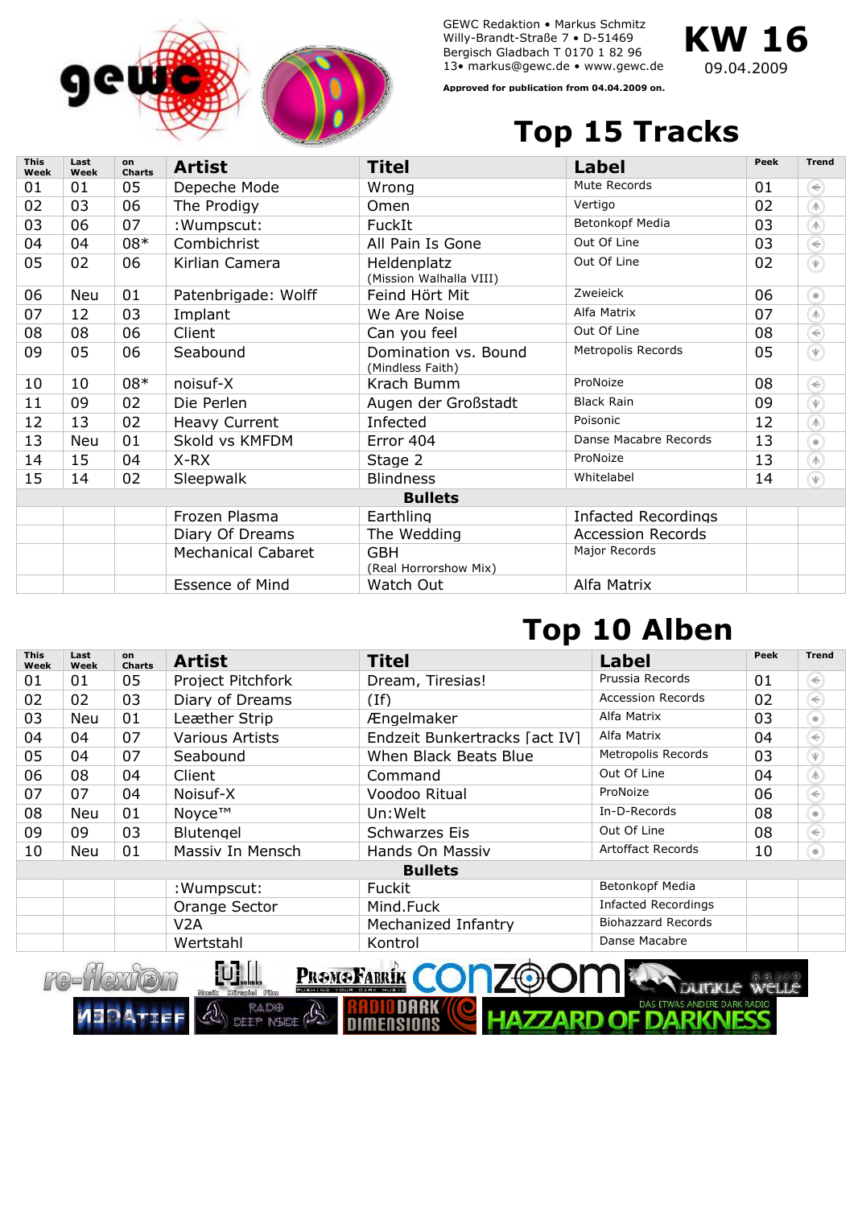GEWC Redaktion • Markus Schmitz
Willy-Brandt-Straße 7 • D-51469
Bergisch Gladbach T 0170 1 82 96
13• markus@gewc.de • www.gewc.de

**Approved for publication from 04.04.2009 on.**

# KW 16

09.04.2009

## Top 15 Tracks

| This Week | Last Week | on Charts | Artist | Titel | Label | Peek | Trend |
|---|---|---|---|---|---|---|---|
| 01 | 01 | 05 | Depeche Mode | Wrong | Mute Records | 01 | |
| 02 | 03 | 06 | The Prodigy | Omen | Vertigo | 02 | |
| 03 | 06 | 07 | :Wumpscut: | FuckIt | Betonkopf Media | 03 | |
| 04 | 04 | 08* | Combichrist | All Pain Is Gone | Out Of Line | 03 | |
| 05 | 02 | 06 | Kirlian Camera | Heldenplatz (Mission Walhalla VIII) | Out Of Line | 02 | |
| 06 | Neu | 01 | Patenbrigade: Wolff | Feind Hört Mit | Zweieick | 06 | |
| 07 | 12 | 03 | Implant | We Are Noise | Alfa Matrix | 07 | |
| 08 | 08 | 06 | Client | Can you feel | Out Of Line | 08 | |
| 09 | 05 | 06 | Seabound | Domination vs. Bound (Mindless Faith) | Metropolis Records | 05 | |
| 10 | 10 | 08* | noisuf-X | Krach Bumm | ProNoize | 08 | |
| 11 | 09 | 02 | Die Perlen | Augen der Großstadt | Black Rain | 09 | |
| 12 | 13 | 02 | Heavy Current | Infected | Poisonic | 12 | |
| 13 | Neu | 01 | Skold vs KMFDM | Error 404 | Danse Macabre Records | 13 | |
| 14 | 15 | 04 | X-RX | Stage 2 | ProNoize | 13 | |
| 15 | 14 | 02 | Sleepwalk | Blindness | Whitelabel | 14 | |
| | | | | **Bullets** | | | |
| | | | Frozen Plasma | Earthling | Infacted Recordings | | |
| | | | Diary Of Dreams | The Wedding | Accession Records | | |
| | | | Mechanical Cabaret | GBH (Real Horrorshow Mix) | Major Records | | |
| | | | Essence of Mind | Watch Out | Alfa Matrix | | |

## Top 10 Alben

| This Week | Last Week | on Charts | Artist | Titel | Label | Peek | Trend |
|---|---|---|---|---|---|---|---|
| 01 | 01 | 05 | Project Pitchfork | Dream, Tiresias! | Prussia Records | 01 | |
| 02 | 02 | 03 | Diary of Dreams | (If) | Accession Records | 02 | |
| 03 | Neu | 01 | Leæther Strip | Ængelmaker | Alfa Matrix | 03 | |
| 04 | 04 | 07 | Various Artists | Endzeit Bunkertracks [act IV] | Alfa Matrix | 04 | |
| 05 | 04 | 07 | Seabound | When Black Beats Blue | Metropolis Records | 03 | |
| 06 | 08 | 04 | Client | Command | Out Of Line | 04 | |
| 07 | 07 | 04 | Noisuf-X | Voodoo Ritual | ProNoize | 06 | |
| 08 | Neu | 01 | Noyce™ | Un:Welt | In-D-Records | 08 | |
| 09 | 09 | 03 | Blutengel | Schwarzes Eis | Out Of Line | 08 | |
| 10 | Neu | 01 | Massiv In Mensch | Hands On Massiv | Artoffact Records | 10 | |
| | | | | **Bullets** | | | |
| | | | :Wumpscut: | Fuckit | Betonkopf Media | | |
| | | | Orange Sector | Mind.Fuck | Infacted Recordings | | |
| | | | V2A | Mechanized Infantry | Biohazzard Records | | |
| | | | Wertstahl | Kontrol | Danse Macabre | | |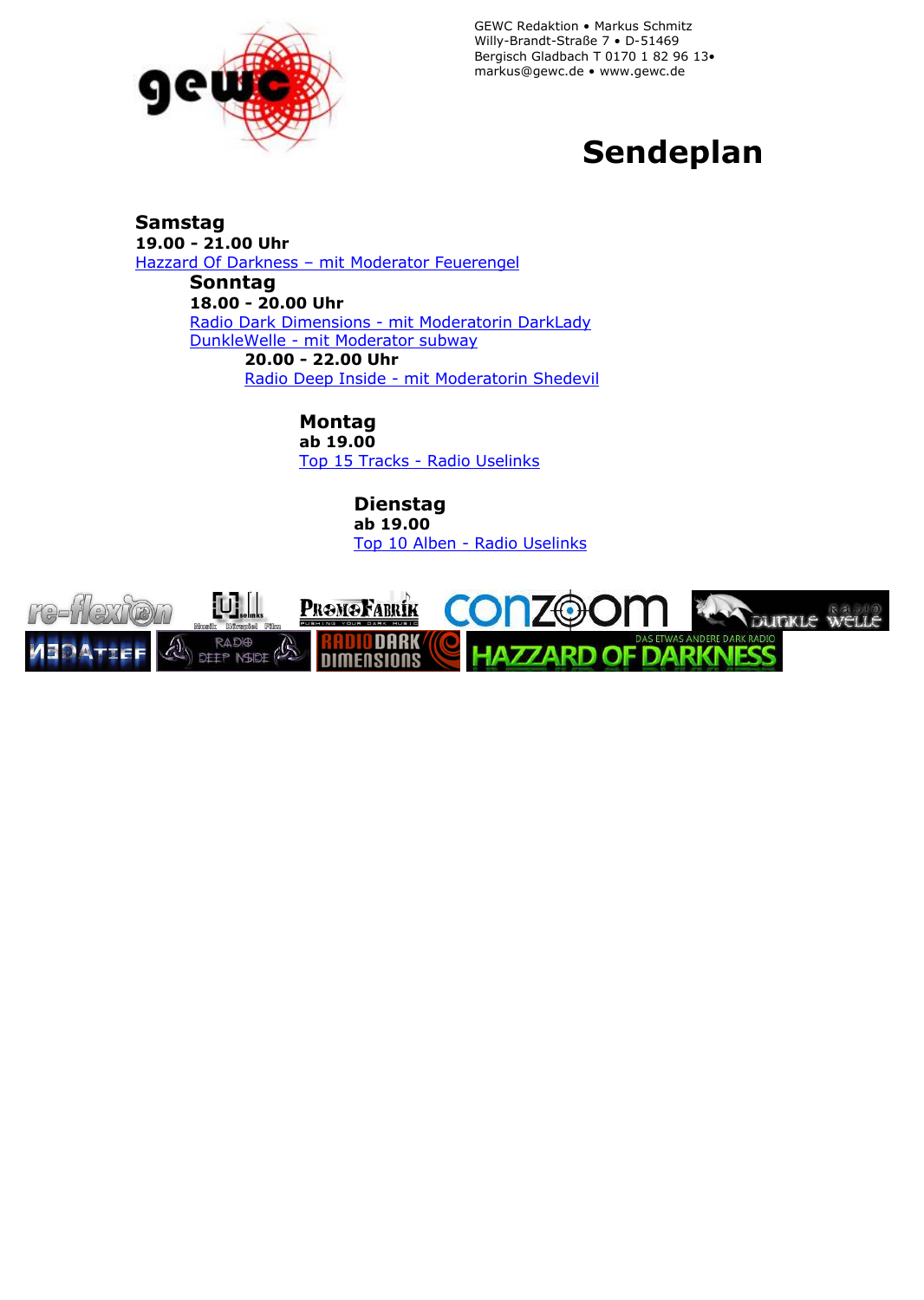GEWC Redaktion • Markus Schmitz
Willy-Brandt-Straße 7 • D-51469
Bergisch Gladbach T 0170 1 82 96 13•
markus@gewc.de • www.gewc.de

# Sendeplan

## Samstag
**19.00 - 21.00 Uhr**
Hazzard Of Darkness – mit Moderator Feuerengel

## Sonntag
**18.00 - 20.00 Uhr**
Radio Dark Dimensions - mit Moderatorin DarkLady
DunkleWelle - mit Moderator subway

**20.00 - 22.00 Uhr**
Radio Deep Inside - mit Moderatorin Shedevil

## Montag
**ab 19.00**
Top 15 Tracks - Radio Uselinks

## Dienstag
**ab 19.00**
Top 10 Alben - Radio Uselinks